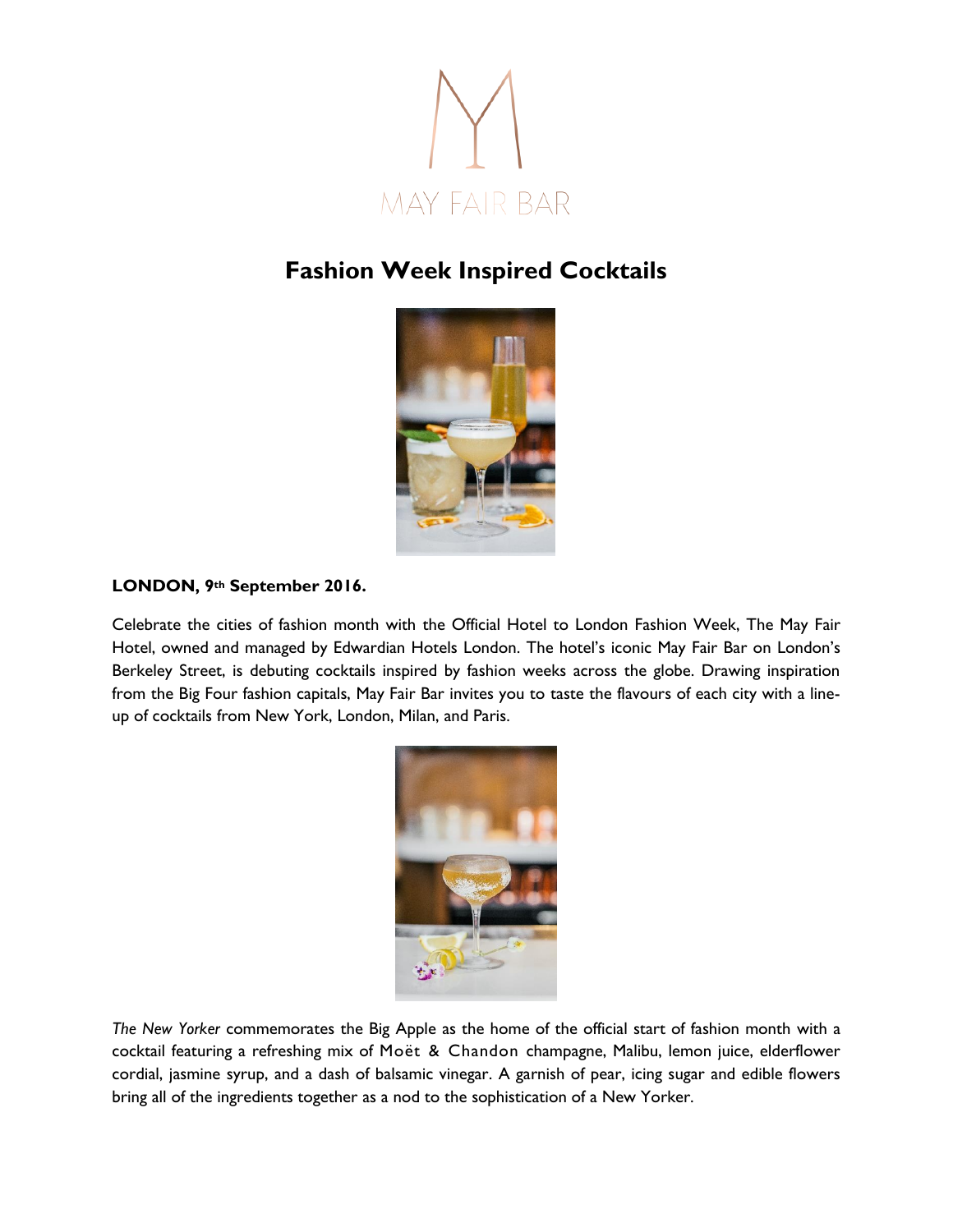MAY FAIR BAR

# Fashion Week Inspired Cocktails

**LONDON, 9th September 2016.**

Celebrate the cities of fashion month with the Official Hotel to London Fashion Week, The May Fair Hotel, owned and managed by Edwardian Hotels London. The hotel's iconic May Fair Bar on London's Berkeley Street, is debuting cocktails inspired by fashion weeks across the globe. Drawing inspiration from the Big Four fashion capitals, May Fair Bar invites you to taste the flavours of each city with a line-up of cocktails from New York, London, Milan, and Paris.

*The New Yorker* commemorates the Big Apple as the home of the official start of fashion month with a cocktail featuring a refreshing mix of Moët & Chandon champagne, Malibu, lemon juice, elderflower cordial, jasmine syrup, and a dash of balsamic vinegar. A garnish of pear, icing sugar and edible flowers bring all of the ingredients together as a nod to the sophistication of a New Yorker.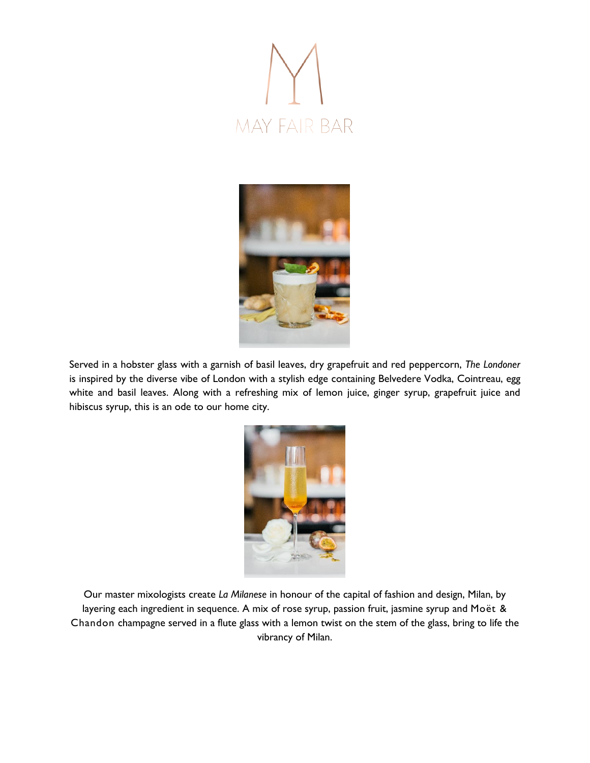MAY FAIR BAR

Served in a hobster glass with a garnish of basil leaves, dry grapefruit and red peppercorn, *The Londoner* is inspired by the diverse vibe of London with a stylish edge containing Belvedere Vodka, Cointreau, egg white and basil leaves. Along with a refreshing mix of lemon juice, ginger syrup, grapefruit juice and hibiscus syrup, this is an ode to our home city.

Our master mixologists create *La Milanese* in honour of the capital of fashion and design, Milan, by layering each ingredient in sequence. A mix of rose syrup, passion fruit, jasmine syrup and Moët & Chandon champagne served in a flute glass with a lemon twist on the stem of the glass, bring to life the vibrancy of Milan.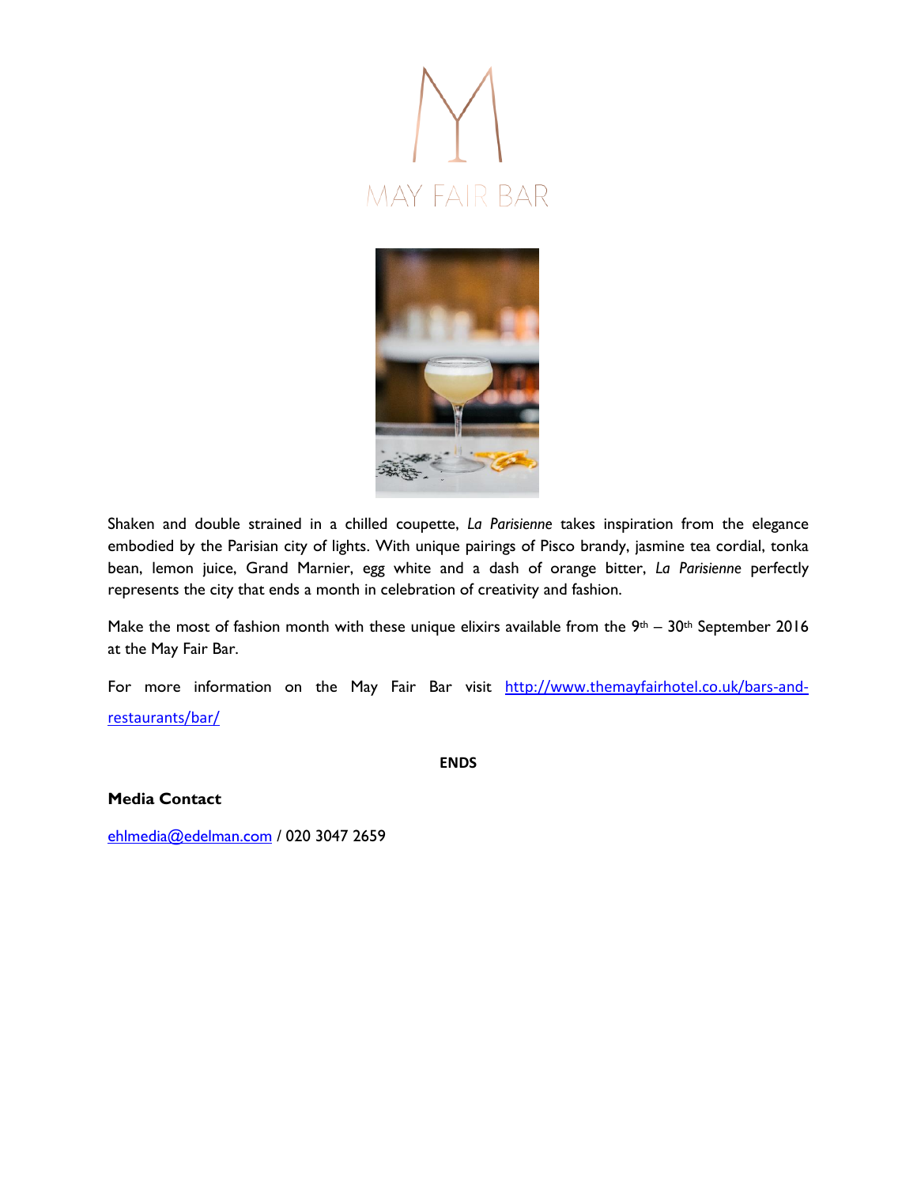MAY FAIR BAR

Shaken and double strained in a chilled coupette, *La Parisienne* takes inspiration from the elegance embodied by the Parisian city of lights. With unique pairings of Pisco brandy, jasmine tea cordial, tonka bean, lemon juice, Grand Marnier, egg white and a dash of orange bitter, *La Parisienne* perfectly represents the city that ends a month in celebration of creativity and fashion.

Make the most of fashion month with these unique elixirs available from the 9th – 30th September 2016 at the May Fair Bar.

For more information on the May Fair Bar visit http://www.themayfairhotel.co.uk/bars-and-restaurants/bar/

**ENDS**

**Media Contact**

ehlmedia@edelman.com / 020 3047 2659